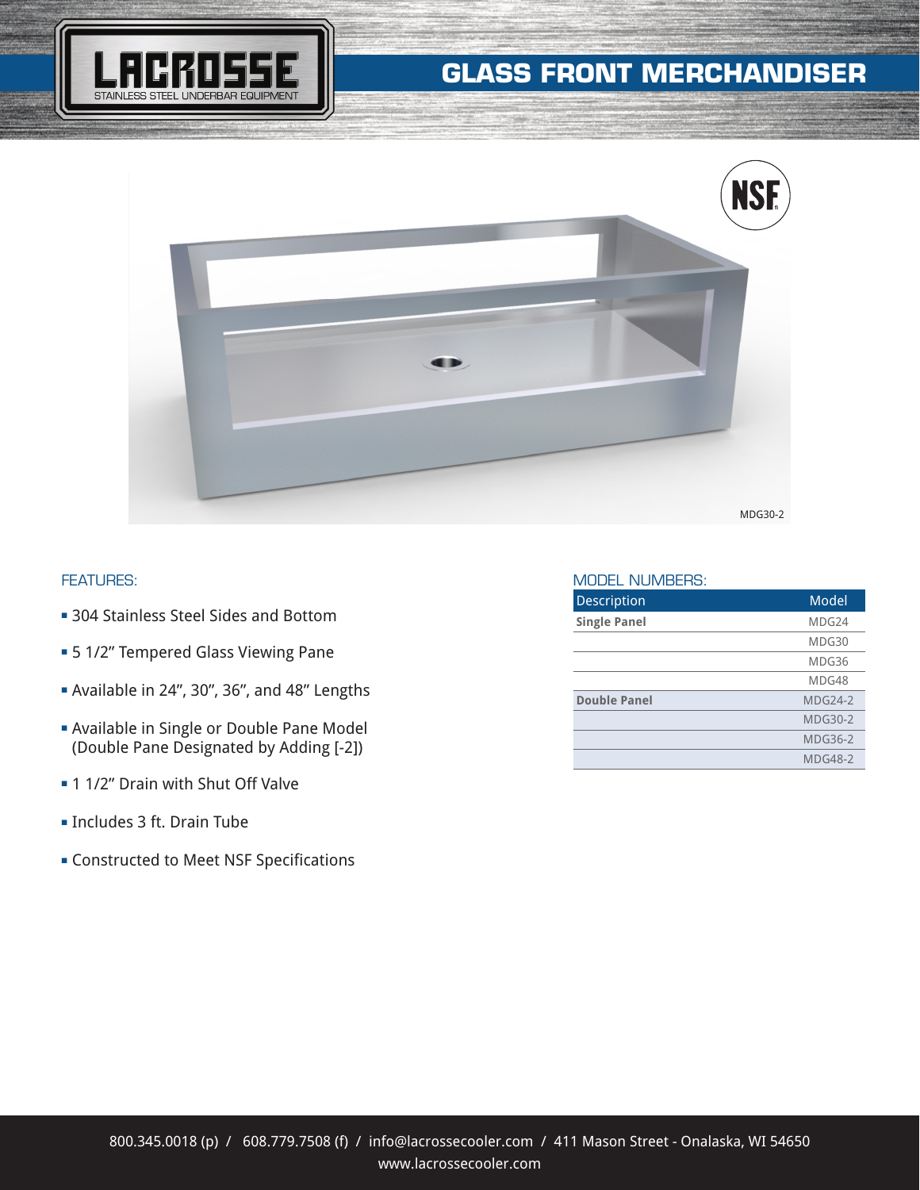LACROSSE
STAINLESS STEEL UNDERBAR EQUIPMENT

# GLASS FRONT MERCHANDISER

MDG30-2

## FEATURES:

- 304 Stainless Steel Sides and Bottom
- 5 1/2" Tempered Glass Viewing Pane
- Available in 24", 30", 36", and 48" Lengths
- Available in Single or Double Pane Model (Double Pane Designated by Adding [-2])
- 1 1/2" Drain with Shut Off Valve
- Includes 3 ft. Drain Tube
- Constructed to Meet NSF Specifications

## MODEL NUMBERS:

| Description | Model |
|---|---|
| **Single Panel** | MDG24 |
| | MDG30 |
| | MDG36 |
| | MDG48 |
| **Double Panel** | MDG24-2 |
| | MDG30-2 |
| | MDG36-2 |
| | MDG48-2 |

800.345.0018 (p) / 608.779.7508 (f) / info@lacrossecooler.com / 411 Mason Street - Onalaska, WI 54650
www.lacrossecooler.com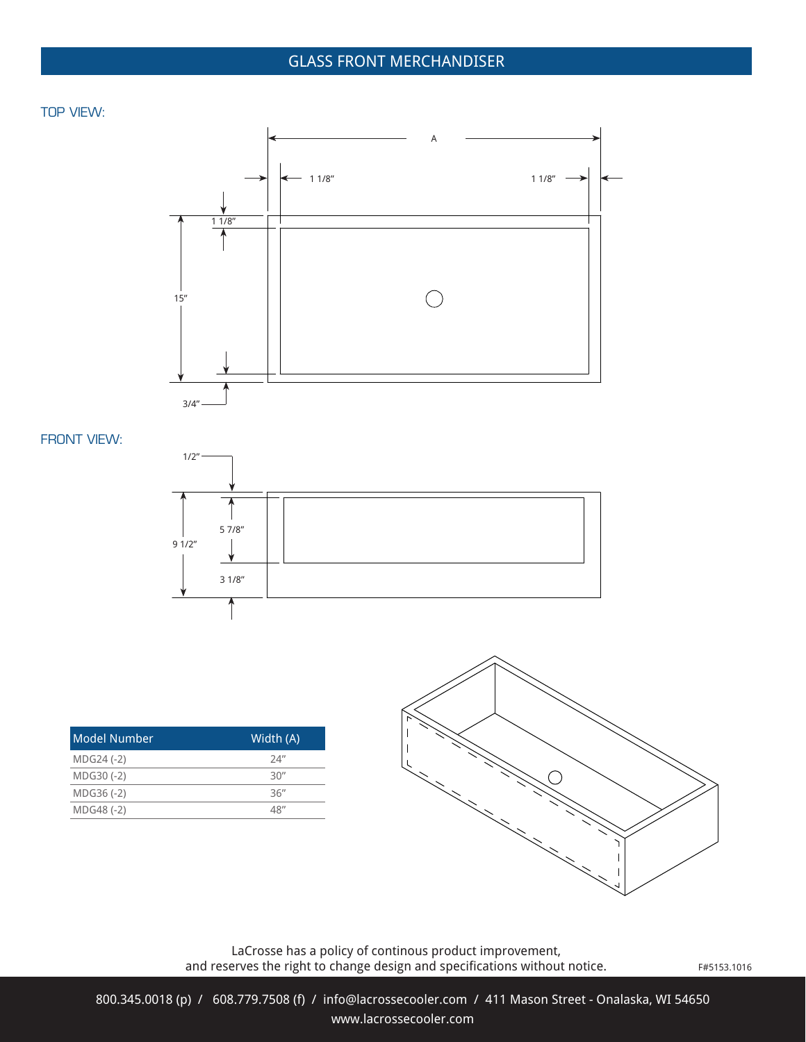# GLASS FRONT MERCHANDISER

## TOP VIEW:

A

1 1/8″

1 1/8″

1 1/8″

15″

3/4″

## FRONT VIEW:

1/2″

9 1/2″

5 7/8″

3 1/8″

| Model Number | Width (A) |
|---|---|
| MDG24 (-2) | 24″ |
| MDG30 (-2) | 30″ |
| MDG36 (-2) | 36″ |
| MDG48 (-2) | 48″ |

LaCrosse has a policy of continous product improvement,
and reserves the right to change design and specifications without notice.

F#5153.1016

800.345.0018 (p) / 608.779.7508 (f) / info@lacrossecooler.com / 411 Mason Street - Onalaska, WI 54650
www.lacrossecooler.com